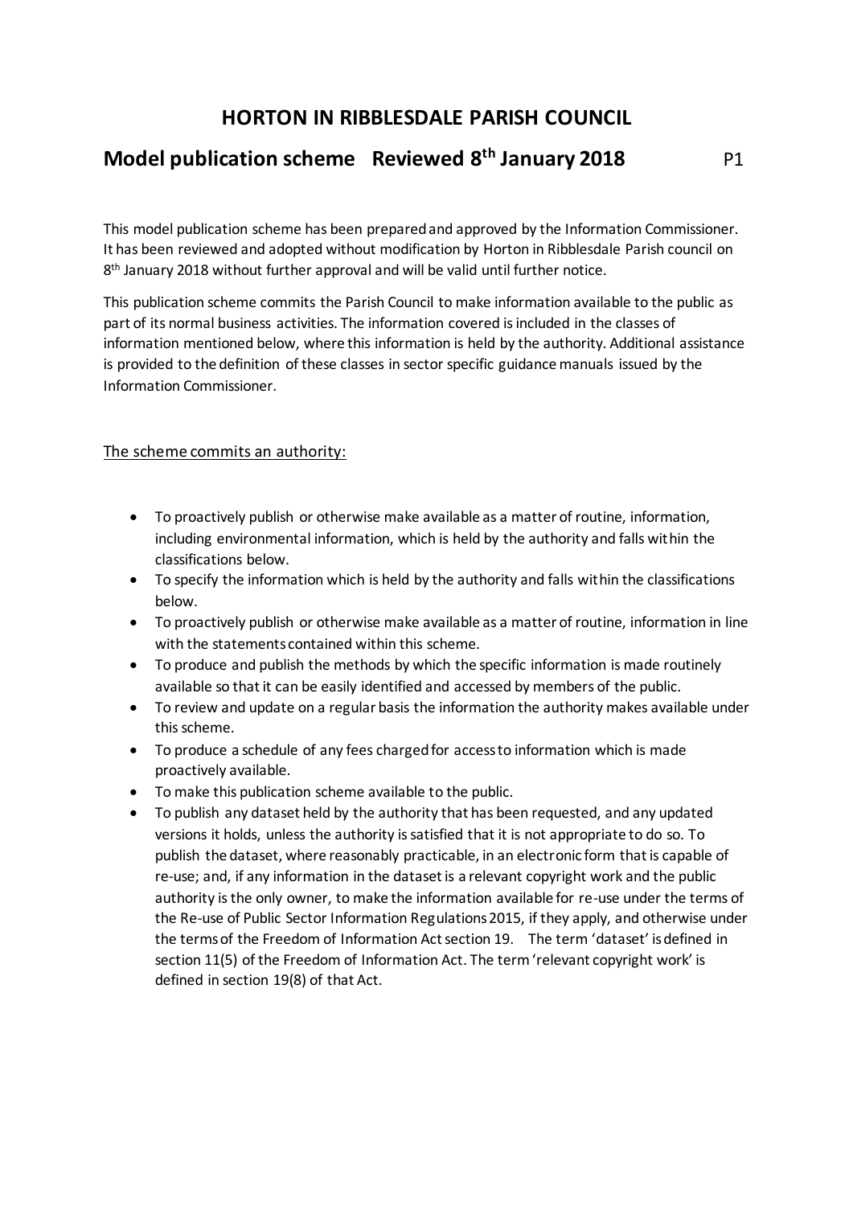# HORTON IN RIBBLESDALE PARISH COUNCIL

## Model publication scheme Reviewed 8th January 2018

This model publication scheme has been prepared and approved by the Information Commissioner. It has been reviewed and adopted without modification by Horton in Ribblesdale Parish council on 8th January 2018 without further approval and will be valid until further notice.

This publication scheme commits the Parish Council to make information available to the public as part of its normal business activities. The information covered is included in the classes of information mentioned below, where this information is held by the authority. Additional assistance is provided to the definition of these classes in sector specific guidance manuals issued by the Information Commissioner.

<u>The scheme commits an authority:</u>

- To proactively publish or otherwise make available as a matter of routine, information, including environmental information, which is held by the authority and falls within the classifications below.
- To specify the information which is held by the authority and falls within the classifications below.
- To proactively publish or otherwise make available as a matter of routine, information in line with the statements contained within this scheme.
- To produce and publish the methods by which the specific information is made routinely available so that it can be easily identified and accessed by members of the public.
- To review and update on a regular basis the information the authority makes available under this scheme.
- To produce a schedule of any fees charged for access to information which is made proactively available.
- To make this publication scheme available to the public.
- To publish any dataset held by the authority that has been requested, and any updated versions it holds, unless the authority is satisfied that it is not appropriate to do so. To publish the dataset, where reasonably practicable, in an electronic form that is capable of re-use; and, if any information in the dataset is a relevant copyright work and the public authority is the only owner, to make the information available for re-use under the terms of the Re-use of Public Sector Information Regulations 2015, if they apply, and otherwise under the terms of the Freedom of Information Act section 19. The term 'dataset' is defined in section 11(5) of the Freedom of Information Act. The term 'relevant copyright work' is defined in section 19(8) of that Act.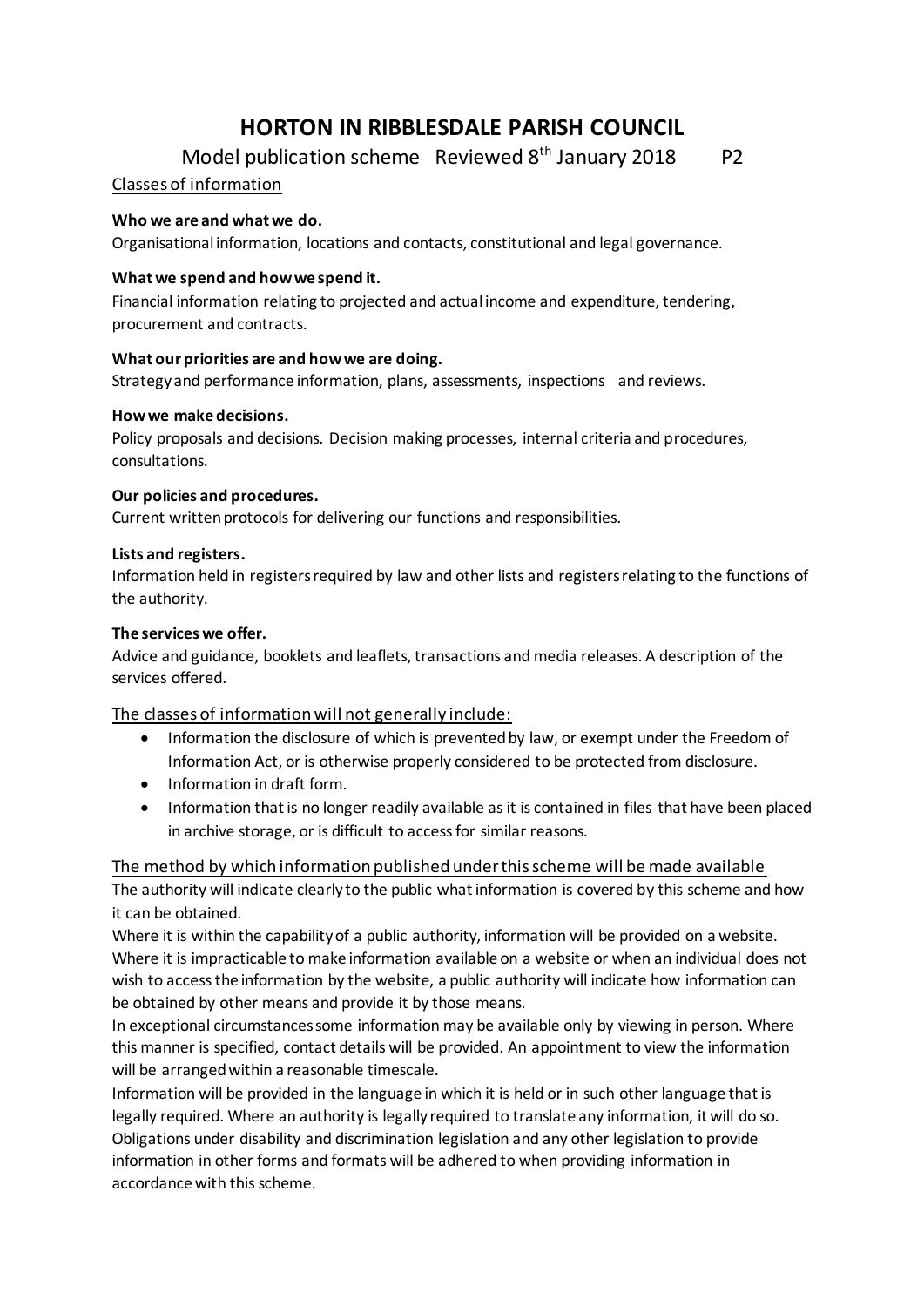# HORTON IN RIBBLESDALE PARISH COUNCIL

Model publication scheme Reviewed 8th January 2018 P2

Classes of information

**Who we are and what we do.**
Organisational information, locations and contacts, constitutional and legal governance.

**What we spend and how we spend it.**
Financial information relating to projected and actual income and expenditure, tendering, procurement and contracts.

**What our priorities are and how we are doing.**
Strategy and performance information, plans, assessments, inspections and reviews.

**How we make decisions.**
Policy proposals and decisions. Decision making processes, internal criteria and procedures, consultations.

**Our policies and procedures.**
Current written protocols for delivering our functions and responsibilities.

**Lists and registers.**
Information held in registers required by law and other lists and registers relating to the functions of the authority.

**The services we offer.**
Advice and guidance, booklets and leaflets, transactions and media releases. A description of the services offered.

The classes of information will not generally include:

- Information the disclosure of which is prevented by law, or exempt under the Freedom of Information Act, or is otherwise properly considered to be protected from disclosure.
- Information in draft form.
- Information that is no longer readily available as it is contained in files that have been placed in archive storage, or is difficult to access for similar reasons.

The method by which information published under this scheme will be made available

The authority will indicate clearly to the public what information is covered by this scheme and how it can be obtained.
Where it is within the capability of a public authority, information will be provided on a website. Where it is impracticable to make information available on a website or when an individual does not wish to access the information by the website, a public authority will indicate how information can be obtained by other means and provide it by those means.
In exceptional circumstances some information may be available only by viewing in person. Where this manner is specified, contact details will be provided. An appointment to view the information will be arranged within a reasonable timescale.
Information will be provided in the language in which it is held or in such other language that is legally required. Where an authority is legally required to translate any information, it will do so.
Obligations under disability and discrimination legislation and any other legislation to provide information in other forms and formats will be adhered to when providing information in accordance with this scheme.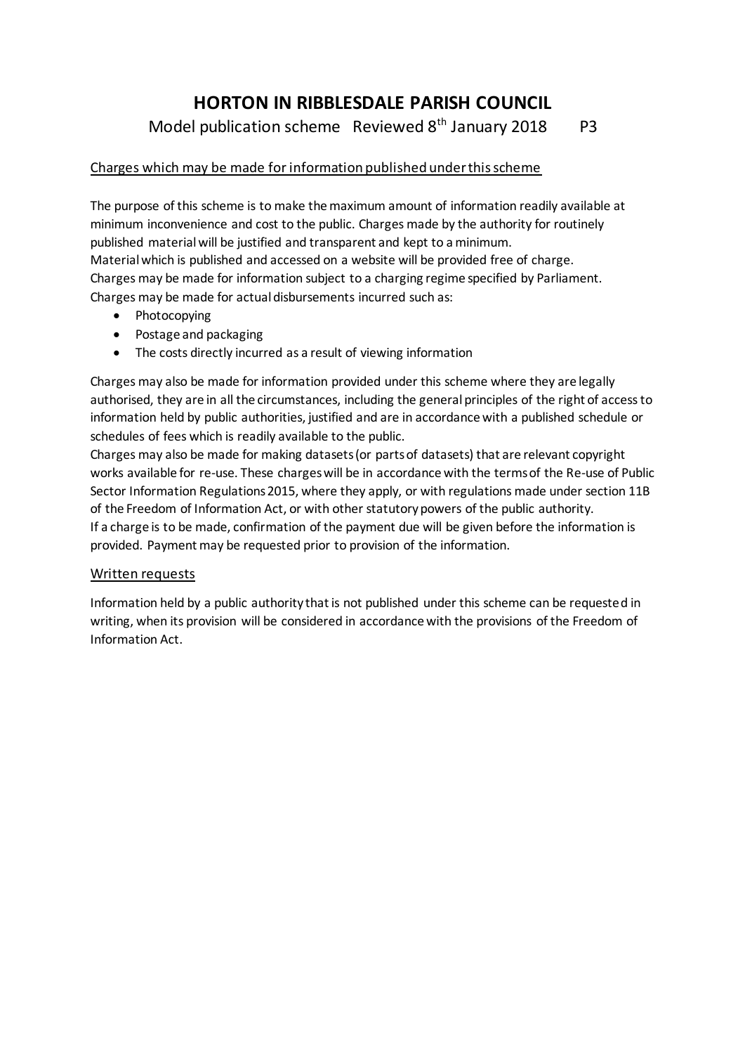# HORTON IN RIBBLESDALE PARISH COUNCIL

Model publication scheme Reviewed 8th January 2018 P3

## Charges which may be made for information published under this scheme

The purpose of this scheme is to make the maximum amount of information readily available at minimum inconvenience and cost to the public. Charges made by the authority for routinely published material will be justified and transparent and kept to a minimum.
Material which is published and accessed on a website will be provided free of charge.
Charges may be made for information subject to a charging regime specified by Parliament.
Charges may be made for actual disbursements incurred such as:

- Photocopying
- Postage and packaging
- The costs directly incurred as a result of viewing information

Charges may also be made for information provided under this scheme where they are legally authorised, they are in all the circumstances, including the general principles of the right of access to information held by public authorities, justified and are in accordance with a published schedule or schedules of fees which is readily available to the public.
Charges may also be made for making datasets (or parts of datasets) that are relevant copyright works available for re-use. These charges will be in accordance with the terms of the Re-use of Public Sector Information Regulations 2015, where they apply, or with regulations made under section 11B of the Freedom of Information Act, or with other statutory powers of the public authority.
If a charge is to be made, confirmation of the payment due will be given before the information is provided. Payment may be requested prior to provision of the information.

## Written requests

Information held by a public authority that is not published under this scheme can be requested in writing, when its provision will be considered in accordance with the provisions of the Freedom of Information Act.